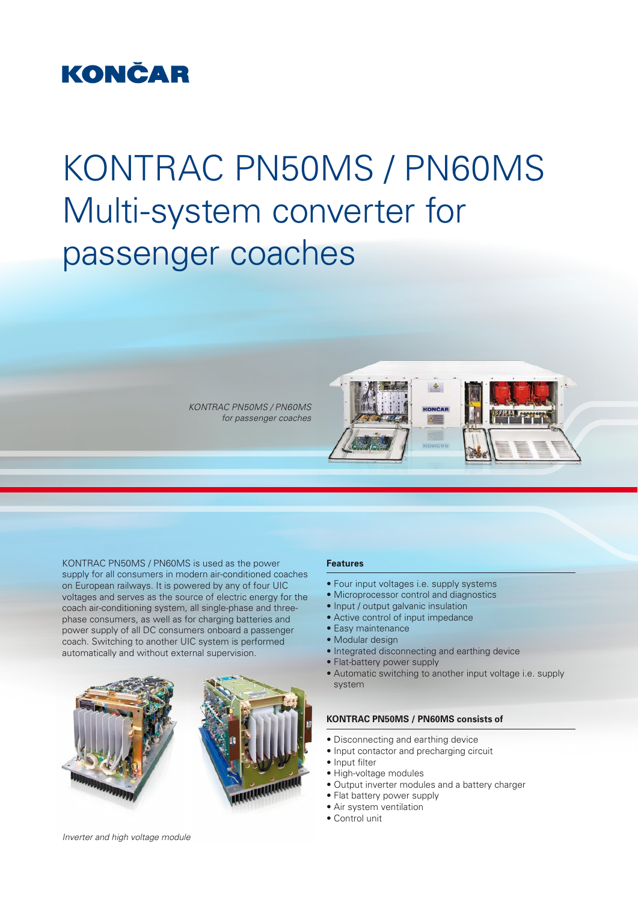KONČAR

# KONTRAC PN50MS / PN60MS Multi-system converter for passenger coaches

*KONTRAC PN50MS / PN60MS for passenger coaches*

KONTRAC PN50MS / PN60MS is used as the power supply for all consumers in modern air-conditioned coaches on European railways. It is powered by any of four UIC voltages and serves as the source of electric energy for the coach air-conditioning system, all single-phase and three-phase consumers, as well as for charging batteries and power supply of all DC consumers onboard a passenger coach. Switching to another UIC system is performed automatically and without external supervision.

*Inverter and high voltage module*

### Features

- Four input voltages i.e. supply systems
- Microprocessor control and diagnostics
- Input / output galvanic insulation
- Active control of input impedance
- Easy maintenance
- Modular design
- Integrated disconnecting and earthing device
- Flat-battery power supply
- Automatic switching to another input voltage i.e. supply system

### KONTRAC PN50MS / PN60MS consists of

- Disconnecting and earthing device
- Input contactor and precharging circuit
- Input filter
- High-voltage modules
- Output inverter modules and a battery charger
- Flat battery power supply
- Air system ventilation
- Control unit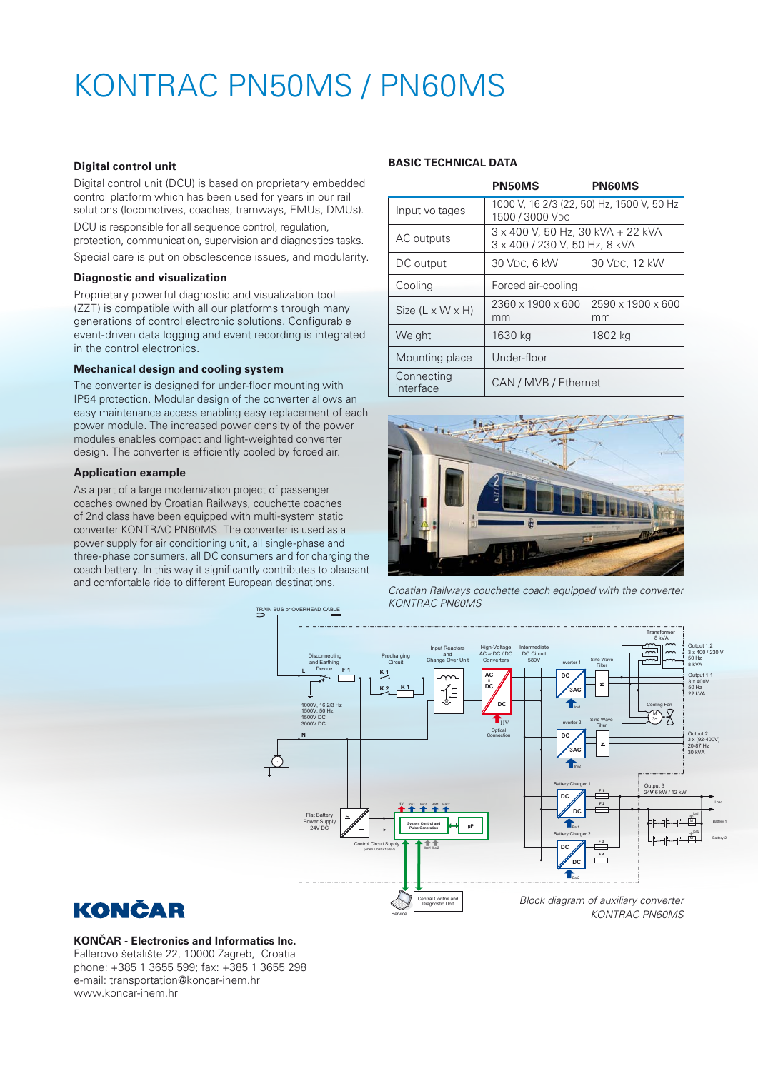// KONTRAC PN50MS / PN60MS

### Digital control unit

Digital control unit (DCU) is based on proprietary embedded control platform which has been used for years in our rail solutions (locomotives, coaches, tramways, EMUs, DMUs).

DCU is responsible for all sequence control, regulation, protection, communication, supervision and diagnostics tasks.

Special care is put on obsolescence issues, and modularity.

### Diagnostic and visualization

Proprietary powerful diagnostic and visualization tool (ZZT) is compatible with all our platforms through many generations of control electronic solutions. Configurable event-driven data logging and event recording is integrated in the control electronics.

### Mechanical design and cooling system

The converter is designed for under-floor mounting with IP54 protection. Modular design of the converter allows an easy maintenance access enabling easy replacement of each power module. The increased power density of the power modules enables compact and light-weighted converter design. The converter is efficiently cooled by forced air.

### Application example

As a part of a large modernization project of passenger coaches owned by Croatian Railways, couchette coaches of 2nd class have been equipped with multi-system static converter KONTRAC PN60MS. The converter is used as a power supply for air conditioning unit, all single-phase and three-phase consumers, all DC consumers and for charging the coach battery. In this way it significantly contributes to pleasant and comfortable ride to different European destinations.

### BASIC TECHNICAL DATA

| | PN50MS | PN60MS |
|---|---|---|
| Input voltages | 1000 V, 16 2/3 (22, 50) Hz, 1500 V, 50 Hz 1500 / 3000 VDC | |
| AC outputs | 3 x 400 V, 50 Hz, 30 kVA + 22 kVA 3 x 400 / 230 V, 50 Hz, 8 kVA | |
| DC output | 30 VDC, 6 kW | 30 VDC, 12 kW |
| Cooling | Forced air-cooling | |
| Size (L x W x H) | 2360 x 1900 x 600 mm | 2590 x 1900 x 600 mm |
| Weight | 1630 kg | 1802 kg |
| Mounting place | Under-floor | |
| Connecting interface | CAN / MVB / Ethernet | |

*Croatian Railways couchette coach equipped with the converter KONTRAC PN60MS*

*Block diagram of auxiliary converter KONTRAC PN60MS*

**KONČAR - Electronics and Informatics Inc.**
Fallerovo šetalište 22, 10000 Zagreb, Croatia
phone: +385 1 3655 599; fax: +385 1 3655 298
e-mail: transportation@koncar-inem.hr
www.koncar-inem.hr